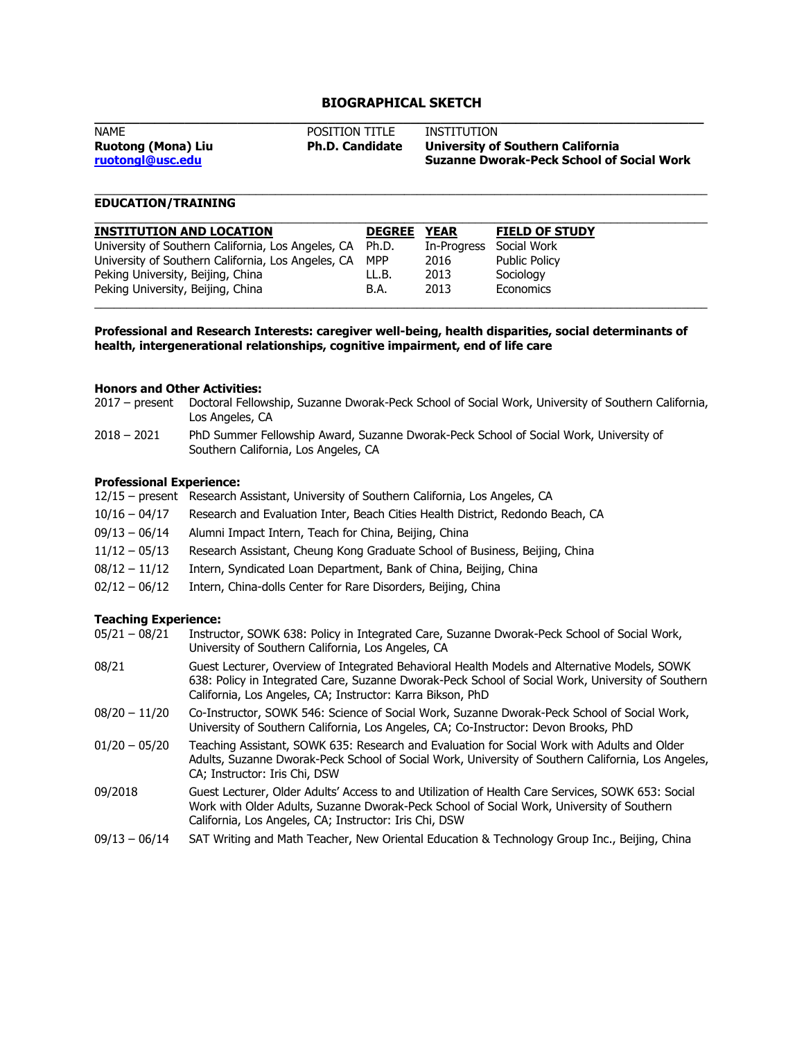# BIOGRAPHICAL SKETCH

| NAME | POSITION TITLE | INSTITUTION |
|---|---|---|
| **Ruotong (Mona) Liu** | **Ph.D. Candidate** | **University of Southern California** |
| **[ruotongl@usc.edu](mailto:ruotongl@usc.edu)** | | **Suzanne Dworak-Peck School of Social Work** |

## EDUCATION/TRAINING

| INSTITUTION AND LOCATION | DEGREE | YEAR | FIELD OF STUDY |
|---|---|---|---|
| University of Southern California, Los Angeles, CA | Ph.D. | In-Progress | Social Work |
| University of Southern California, Los Angeles, CA | MPP | 2016 | Public Policy |
| Peking University, Beijing, China | LL.B. | 2013 | Sociology |
| Peking University, Beijing, China | B.A. | 2013 | Economics |

**Professional and Research Interests: caregiver well-being, health disparities, social determinants of health, intergenerational relationships, cognitive impairment, end of life care**

**Honors and Other Activities:**

2017 – present  Doctoral Fellowship, Suzanne Dworak-Peck School of Social Work, University of Southern California, Los Angeles, CA

2018 – 2021  PhD Summer Fellowship Award, Suzanne Dworak-Peck School of Social Work, University of Southern California, Los Angeles, CA

**Professional Experience:**

12/15 – present  Research Assistant, University of Southern California, Los Angeles, CA

10/16 – 04/17  Research and Evaluation Inter, Beach Cities Health District, Redondo Beach, CA

09/13 – 06/14  Alumni Impact Intern, Teach for China, Beijing, China

11/12 – 05/13  Research Assistant, Cheung Kong Graduate School of Business, Beijing, China

08/12 – 11/12  Intern, Syndicated Loan Department, Bank of China, Beijing, China

02/12 – 06/12  Intern, China-dolls Center for Rare Disorders, Beijing, China

**Teaching Experience:**

05/21 – 08/21  Instructor, SOWK 638: Policy in Integrated Care, Suzanne Dworak-Peck School of Social Work, University of Southern California, Los Angeles, CA

08/21  Guest Lecturer, Overview of Integrated Behavioral Health Models and Alternative Models, SOWK 638: Policy in Integrated Care, Suzanne Dworak-Peck School of Social Work, University of Southern California, Los Angeles, CA; Instructor: Karra Bikson, PhD

08/20 – 11/20  Co-Instructor, SOWK 546: Science of Social Work, Suzanne Dworak-Peck School of Social Work, University of Southern California, Los Angeles, CA; Co-Instructor: Devon Brooks, PhD

01/20 – 05/20  Teaching Assistant, SOWK 635: Research and Evaluation for Social Work with Adults and Older Adults, Suzanne Dworak-Peck School of Social Work, University of Southern California, Los Angeles, CA; Instructor: Iris Chi, DSW

09/2018  Guest Lecturer, Older Adults' Access to and Utilization of Health Care Services, SOWK 653: Social Work with Older Adults, Suzanne Dworak-Peck School of Social Work, University of Southern California, Los Angeles, CA; Instructor: Iris Chi, DSW

09/13 – 06/14  SAT Writing and Math Teacher, New Oriental Education & Technology Group Inc., Beijing, China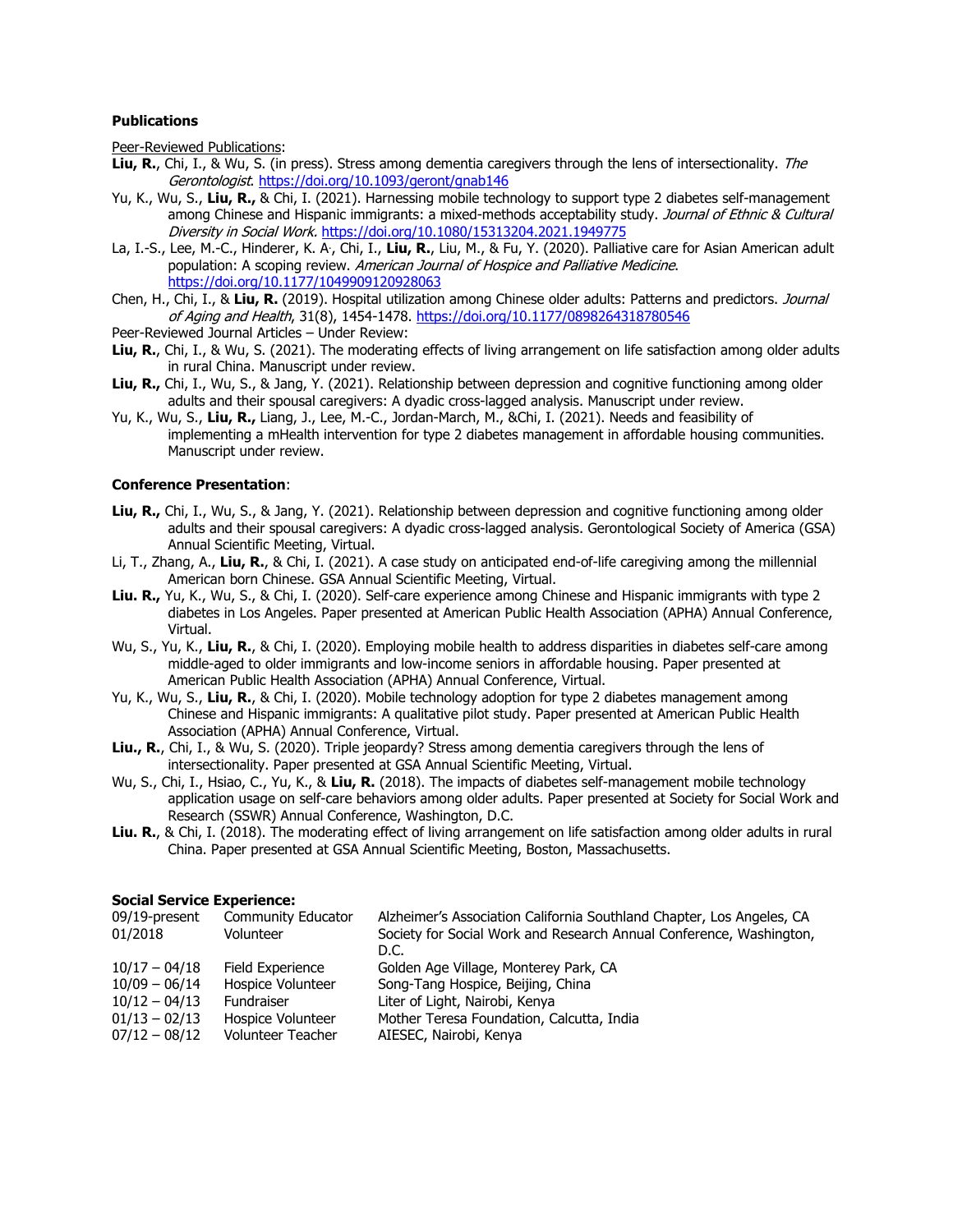**Publications**

Peer-Reviewed Publications:

**Liu, R.**, Chi, I., & Wu, S. (in press). Stress among dementia caregivers through the lens of intersectionality. *The Gerontologist*. https://doi.org/10.1093/geront/gnab146

Yu, K., Wu, S., **Liu, R.,** & Chi, I. (2021). Harnessing mobile technology to support type 2 diabetes self-management among Chinese and Hispanic immigrants: a mixed-methods acceptability study. *Journal of Ethnic & Cultural Diversity in Social Work.* https://doi.org/10.1080/15313204.2021.1949775

La, I.-S., Lee, M.-C., Hinderer, K. A., Chi, I., **Liu, R.**, Liu, M., & Fu, Y. (2020). Palliative care for Asian American adult population: A scoping review. *American Journal of Hospice and Palliative Medicine*. https://doi.org/10.1177/1049909120928063

Chen, H., Chi, I., & **Liu, R.** (2019). Hospital utilization among Chinese older adults: Patterns and predictors. *Journal of Aging and Health*, 31(8), 1454-1478. https://doi.org/10.1177/0898264318780546

Peer-Reviewed Journal Articles – Under Review:

**Liu, R.**, Chi, I., & Wu, S. (2021). The moderating effects of living arrangement on life satisfaction among older adults in rural China. Manuscript under review.

**Liu, R.,** Chi, I., Wu, S., & Jang, Y. (2021). Relationship between depression and cognitive functioning among older adults and their spousal caregivers: A dyadic cross-lagged analysis. Manuscript under review.

Yu, K., Wu, S., **Liu, R.,** Liang, J., Lee, M.-C., Jordan-March, M., &Chi, I. (2021). Needs and feasibility of implementing a mHealth intervention for type 2 diabetes management in affordable housing communities. Manuscript under review.

**Conference Presentation**:

**Liu, R.,** Chi, I., Wu, S., & Jang, Y. (2021). Relationship between depression and cognitive functioning among older adults and their spousal caregivers: A dyadic cross-lagged analysis. Gerontological Society of America (GSA) Annual Scientific Meeting, Virtual.

Li, T., Zhang, A., **Liu, R.**, & Chi, I. (2021). A case study on anticipated end-of-life caregiving among the millennial American born Chinese. GSA Annual Scientific Meeting, Virtual.

**Liu. R.,** Yu, K., Wu, S., & Chi, I. (2020). Self-care experience among Chinese and Hispanic immigrants with type 2 diabetes in Los Angeles. Paper presented at American Public Health Association (APHA) Annual Conference, Virtual.

Wu, S., Yu, K., **Liu, R.**, & Chi, I. (2020). Employing mobile health to address disparities in diabetes self-care among middle-aged to older immigrants and low-income seniors in affordable housing. Paper presented at American Public Health Association (APHA) Annual Conference, Virtual.

Yu, K., Wu, S., **Liu, R.**, & Chi, I. (2020). Mobile technology adoption for type 2 diabetes management among Chinese and Hispanic immigrants: A qualitative pilot study. Paper presented at American Public Health Association (APHA) Annual Conference, Virtual.

**Liu., R.**, Chi, I., & Wu, S. (2020). Triple jeopardy? Stress among dementia caregivers through the lens of intersectionality. Paper presented at GSA Annual Scientific Meeting, Virtual.

Wu, S., Chi, I., Hsiao, C., Yu, K., & **Liu, R.** (2018). The impacts of diabetes self-management mobile technology application usage on self-care behaviors among older adults. Paper presented at Society for Social Work and Research (SSWR) Annual Conference, Washington, D.C.

**Liu. R.**, & Chi, I. (2018). The moderating effect of living arrangement on life satisfaction among older adults in rural China. Paper presented at GSA Annual Scientific Meeting, Boston, Massachusetts.

**Social Service Experience:**

| | | |
|---|---|---|
| 09/19-present | Community Educator | Alzheimer's Association California Southland Chapter, Los Angeles, CA |
| 01/2018 | Volunteer | Society for Social Work and Research Annual Conference, Washington, D.C. |
| 10/17 – 04/18 | Field Experience | Golden Age Village, Monterey Park, CA |
| 10/09 – 06/14 | Hospice Volunteer | Song-Tang Hospice, Beijing, China |
| 10/12 – 04/13 | Fundraiser | Liter of Light, Nairobi, Kenya |
| 01/13 – 02/13 | Hospice Volunteer | Mother Teresa Foundation, Calcutta, India |
| 07/12 – 08/12 | Volunteer Teacher | AIESEC, Nairobi, Kenya |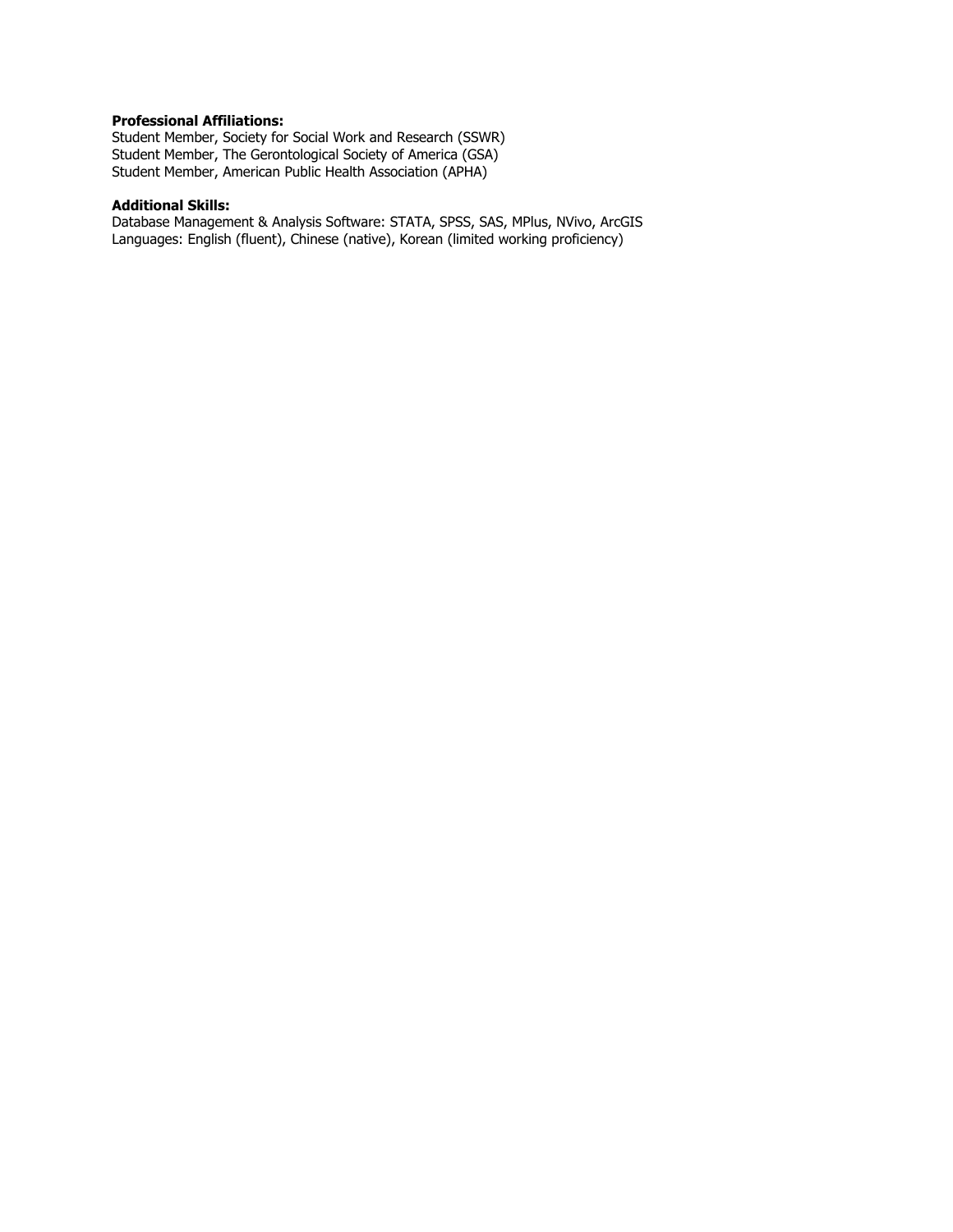**Professional Affiliations:**
Student Member, Society for Social Work and Research (SSWR)
Student Member, The Gerontological Society of America (GSA)
Student Member, American Public Health Association (APHA)

**Additional Skills:**
Database Management & Analysis Software: STATA, SPSS, SAS, MPlus, NVivo, ArcGIS
Languages: English (fluent), Chinese (native), Korean (limited working proficiency)